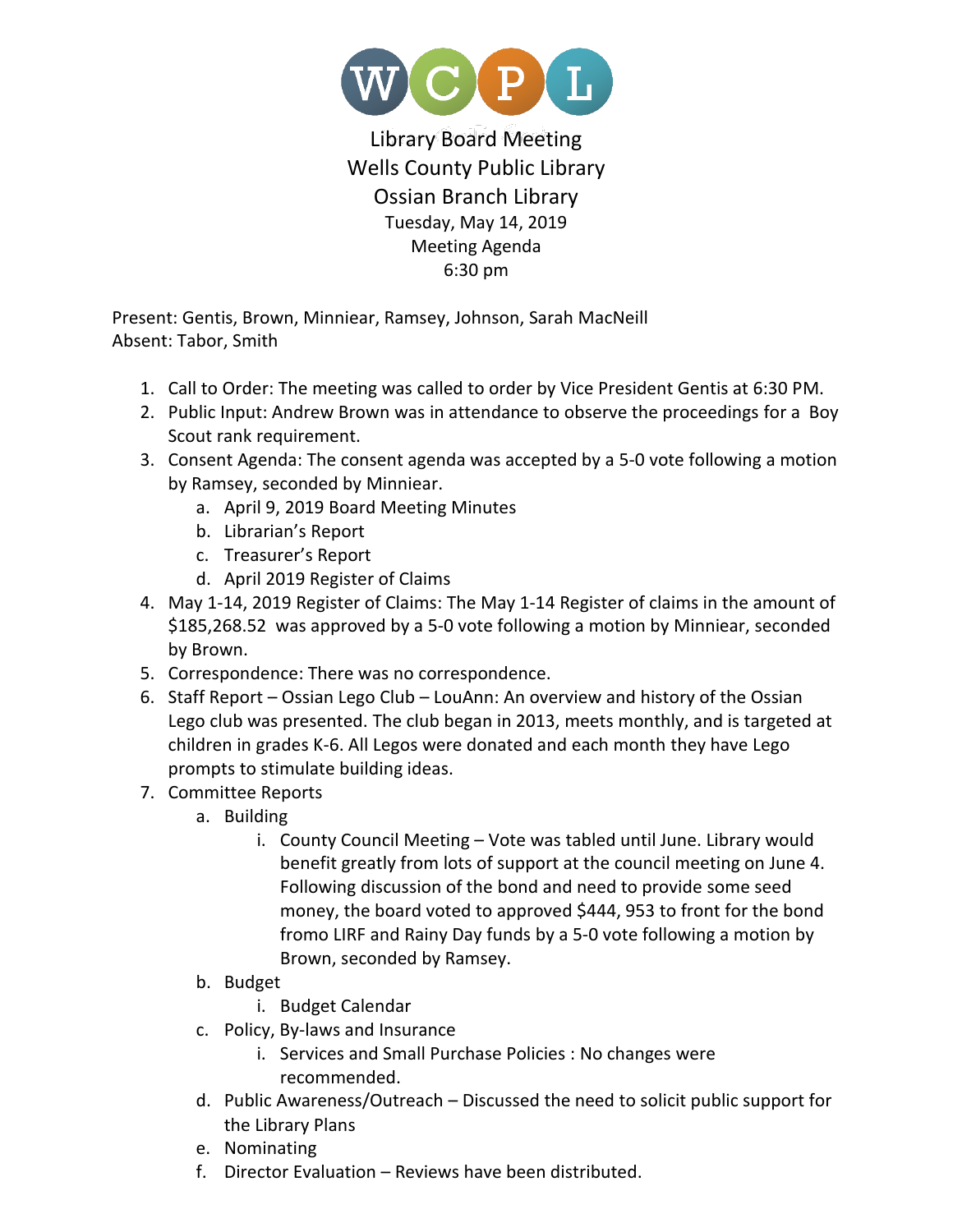# WCPL

Library Board Meeting
Wells County Public Library
Ossian Branch Library
Tuesday, May 14, 2019
Meeting Agenda
6:30 pm

Present: Gentis, Brown, Minniear, Ramsey, Johnson, Sarah MacNeill
Absent: Tabor, Smith

1. Call to Order: The meeting was called to order by Vice President Gentis at 6:30 PM.
2. Public Input: Andrew Brown was in attendance to observe the proceedings for a Boy Scout rank requirement.
3. Consent Agenda: The consent agenda was accepted by a 5-0 vote following a motion by Ramsey, seconded by Minniear.
   a. April 9, 2019 Board Meeting Minutes
   b. Librarian's Report
   c. Treasurer's Report
   d. April 2019 Register of Claims
4. May 1-14, 2019 Register of Claims: The May 1-14 Register of claims in the amount of $185,268.52 was approved by a 5-0 vote following a motion by Minniear, seconded by Brown.
5. Correspondence: There was no correspondence.
6. Staff Report – Ossian Lego Club – LouAnn: An overview and history of the Ossian Lego club was presented. The club began in 2013, meets monthly, and is targeted at children in grades K-6. All Legos were donated and each month they have Lego prompts to stimulate building ideas.
7. Committee Reports
   a. Building
      i. County Council Meeting – Vote was tabled until June. Library would benefit greatly from lots of support at the council meeting on June 4. Following discussion of the bond and need to provide some seed money, the board voted to approved $444, 953 to front for the bond fromo LIRF and Rainy Day funds by a 5-0 vote following a motion by Brown, seconded by Ramsey.
   b. Budget
      i. Budget Calendar
   c. Policy, By-laws and Insurance
      i. Services and Small Purchase Policies : No changes were recommended.
   d. Public Awareness/Outreach – Discussed the need to solicit public support for the Library Plans
   e. Nominating
   f. Director Evaluation – Reviews have been distributed.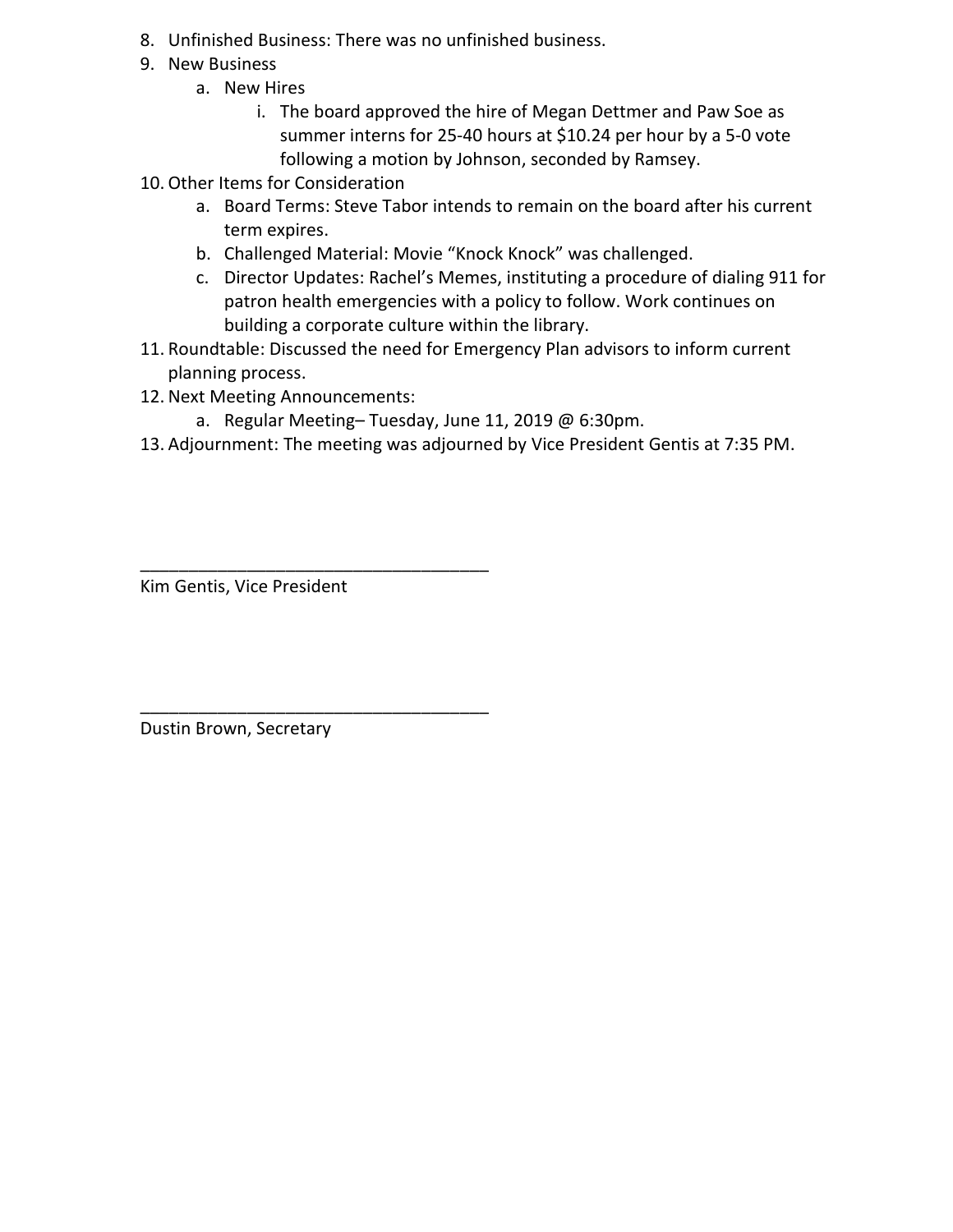8. Unfinished Business: There was no unfinished business.
9. New Business
   a. New Hires
      i. The board approved the hire of Megan Dettmer and Paw Soe as summer interns for 25-40 hours at $10.24 per hour by a 5-0 vote following a motion by Johnson, seconded by Ramsey.
10. Other Items for Consideration
    a. Board Terms: Steve Tabor intends to remain on the board after his current term expires.
    b. Challenged Material: Movie "Knock Knock" was challenged.
    c. Director Updates: Rachel's Memes, instituting a procedure of dialing 911 for patron health emergencies with a policy to follow. Work continues on building a corporate culture within the library.
11. Roundtable: Discussed the need for Emergency Plan advisors to inform current planning process.
12. Next Meeting Announcements:
    a. Regular Meeting– Tuesday, June 11, 2019 @ 6:30pm.
13. Adjournment: The meeting was adjourned by Vice President Gentis at 7:35 PM.

____________________________________

Kim Gentis, Vice President

____________________________________

Dustin Brown, Secretary